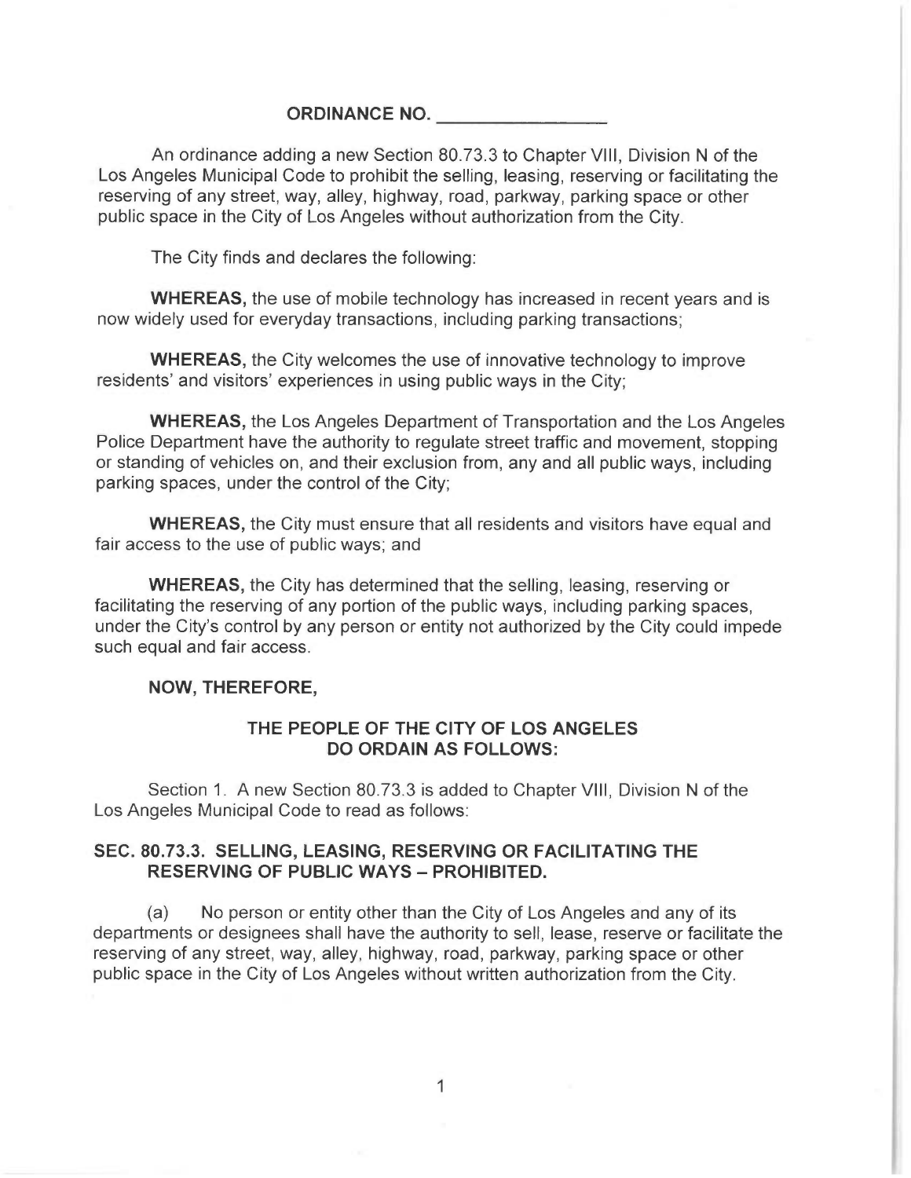# ORDINANCE NO. \_\_\_\_\_\_\_\_\_\_\_\_\_\_\_\_

An ordinance adding a new Section 80.73.3 to Chapter VIII, Division N of the Los Angeles Municipal Code to prohibit the selling, leasing, reserving or facilitating the reserving of any street, way, alley, highway, road, parkway, parking space or other public space in the City of Los Angeles without authorization from the City.

The City finds and declares the following:

**WHEREAS,** the use of mobile technology has increased in recent years and is now widely used for everyday transactions, including parking transactions;

**WHEREAS,** the City welcomes the use of innovative technology to improve residents' and visitors' experiences in using public ways in the City;

**WHEREAS,** the Los Angeles Department of Transportation and the Los Angeles Police Department have the authority to regulate street traffic and movement, stopping or standing of vehicles on, and their exclusion from, any and all public ways, including parking spaces, under the control of the City;

**WHEREAS,** the City must ensure that all residents and visitors have equal and fair access to the use of public ways; and

**WHEREAS,** the City has determined that the selling, leasing, reserving or facilitating the reserving of any portion of the public ways, including parking spaces, under the City's control by any person or entity not authorized by the City could impede such equal and fair access.

**NOW, THEREFORE,**

**THE PEOPLE OF THE CITY OF LOS ANGELES DO ORDAIN AS FOLLOWS:**

Section 1. A new Section 80.73.3 is added to Chapter VIII, Division N of the Los Angeles Municipal Code to read as follows:

## SEC. 80.73.3. SELLING, LEASING, RESERVING OR FACILITATING THE RESERVING OF PUBLIC WAYS – PROHIBITED.

(a) No person or entity other than the City of Los Angeles and any of its departments or designees shall have the authority to sell, lease, reserve or facilitate the reserving of any street, way, alley, highway, road, parkway, parking space or other public space in the City of Los Angeles without written authorization from the City.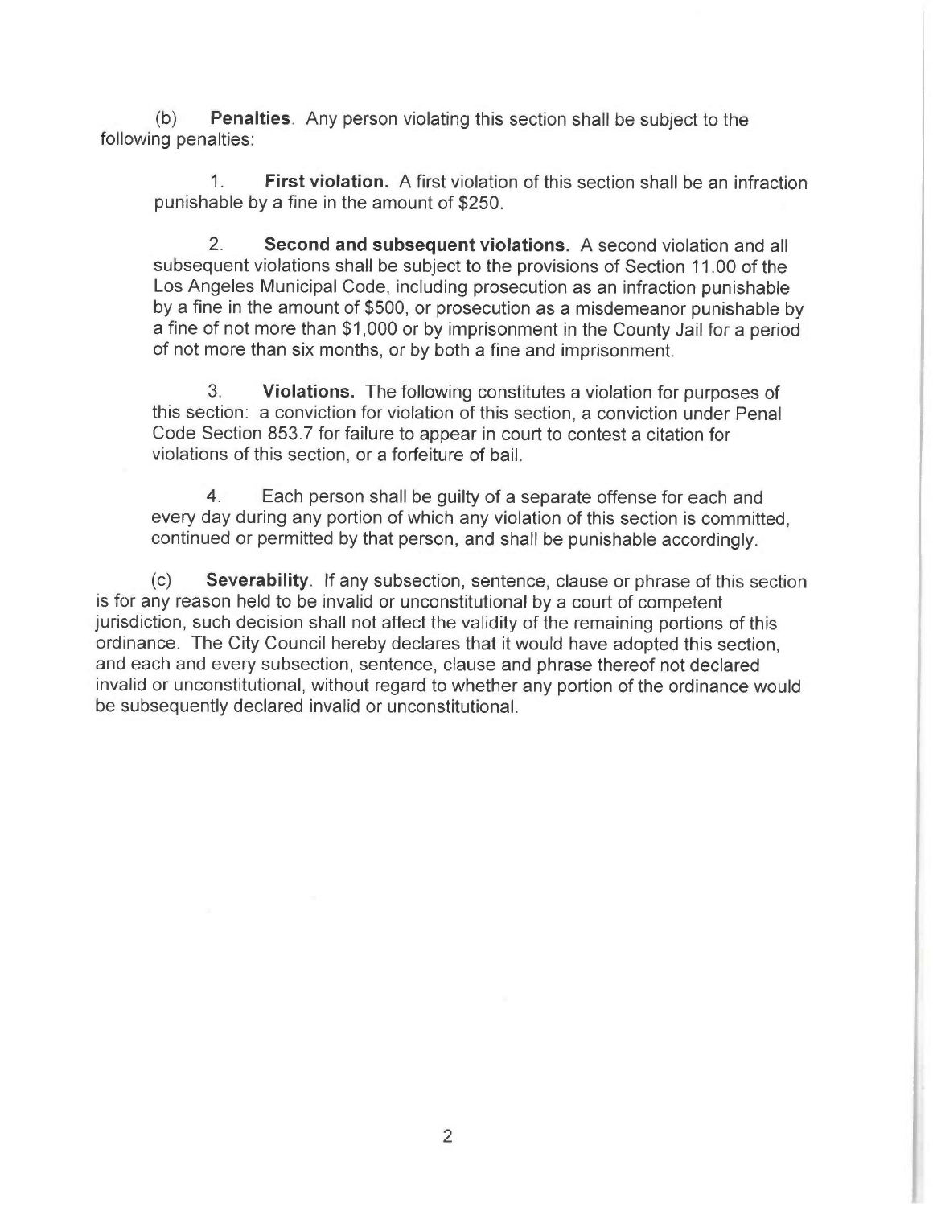(b) **Penalties**. Any person violating this section shall be subject to the following penalties:

1. **First violation.** A first violation of this section shall be an infraction punishable by a fine in the amount of $250.

2. **Second and subsequent violations.** A second violation and all subsequent violations shall be subject to the provisions of Section 11.00 of the Los Angeles Municipal Code, including prosecution as an infraction punishable by a fine in the amount of $500, or prosecution as a misdemeanor punishable by a fine of not more than $1,000 or by imprisonment in the County Jail for a period of not more than six months, or by both a fine and imprisonment.

3. **Violations.** The following constitutes a violation for purposes of this section: a conviction for violation of this section, a conviction under Penal Code Section 853.7 for failure to appear in court to contest a citation for violations of this section, or a forfeiture of bail.

4. Each person shall be guilty of a separate offense for each and every day during any portion of which any violation of this section is committed, continued or permitted by that person, and shall be punishable accordingly.

(c) **Severability**. If any subsection, sentence, clause or phrase of this section is for any reason held to be invalid or unconstitutional by a court of competent jurisdiction, such decision shall not affect the validity of the remaining portions of this ordinance. The City Council hereby declares that it would have adopted this section, and each and every subsection, sentence, clause and phrase thereof not declared invalid or unconstitutional, without regard to whether any portion of the ordinance would be subsequently declared invalid or unconstitutional.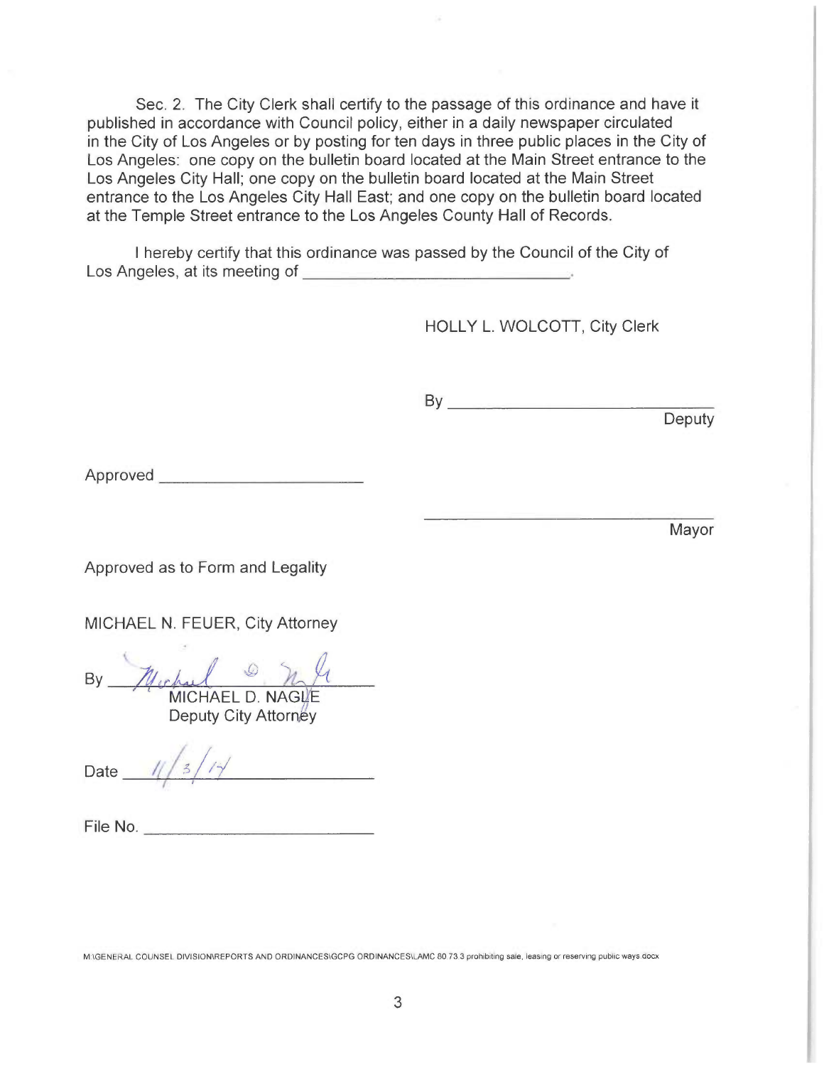Sec. 2. The City Clerk shall certify to the passage of this ordinance and have it published in accordance with Council policy, either in a daily newspaper circulated in the City of Los Angeles or by posting for ten days in three public places in the City of Los Angeles: one copy on the bulletin board located at the Main Street entrance to the Los Angeles City Hall; one copy on the bulletin board located at the Main Street entrance to the Los Angeles City Hall East; and one copy on the bulletin board located at the Temple Street entrance to the Los Angeles County Hall of Records.

I hereby certify that this ordinance was passed by the Council of the City of Los Angeles, at its meeting of ______________________________.

HOLLY L. WOLCOTT, City Clerk

By ______________________________
Deputy

Approved ______________________

______________________________
Mayor

Approved as to Form and Legality

MICHAEL N. FEUER, City Attorney

By *Michael D. Nagle*
MICHAEL D. NAGLE
Deputy City Attorney

Date *11/3/17*

File No. ______________________

M:\GENERAL COUNSEL DIVISION\REPORTS AND ORDINANCES\GCPG ORDINANCES\LAMC 80 73 3 prohibiting sale, leasing or reserving public ways docx